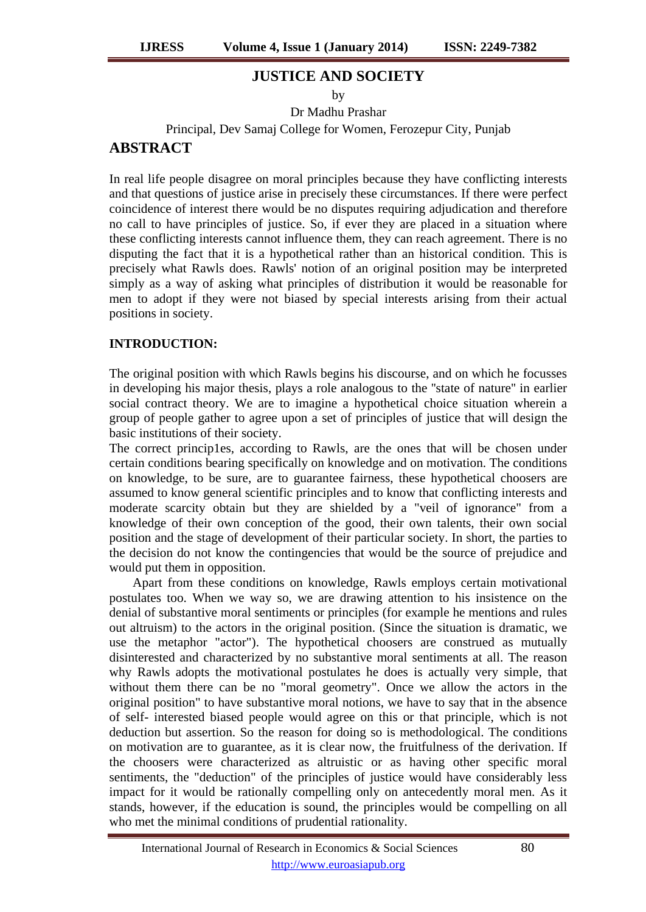# JUSTICE AND SOCIETY

by

Dr Madhu Prashar

Principal, Dev Samaj College for Women, Ferozepur City, Punjab

## ABSTRACT

In real life people disagree on moral principles because they have conflicting interests and that questions of justice arise in precisely these circumstances. If there were perfect coincidence of interest there would be no disputes requiring adjudication and therefore no call to have principles of justice. So, if ever they are placed in a situation where these conflicting interests cannot influence them, they can reach agreement. There is no disputing the fact that it is a hypothetical rather than an historical condition. This is precisely what Rawls does. Rawls' notion of an original position may be interpreted simply as a way of asking what principles of distribution it would be reasonable for men to adopt if they were not biased by special interests arising from their actual positions in society.

**INTRODUCTION:**

The original position with which Rawls begins his discourse, and on which he focusses in developing his major thesis, plays a role analogous to the "state of nature" in earlier social contract theory. We are to imagine a hypothetical choice situation wherein a group of people gather to agree upon a set of principles of justice that will design the basic institutions of their society.

The correct princip1es, according to Rawls, are the ones that will be chosen under certain conditions bearing specifically on knowledge and on motivation. The conditions on knowledge, to be sure, are to guarantee fairness, these hypothetical choosers are assumed to know general scientific principles and to know that conflicting interests and moderate scarcity obtain but they are shielded by a "veil of ignorance" from a knowledge of their own conception of the good, their own talents, their own social position and the stage of development of their particular society. In short, the parties to the decision do not know the contingencies that would be the source of prejudice and would put them in opposition.

Apart from these conditions on knowledge, Rawls employs certain motivational postulates too. When we way so, we are drawing attention to his insistence on the denial of substantive moral sentiments or principles (for example he mentions and rules out altruism) to the actors in the original position. (Since the situation is dramatic, we use the metaphor "actor"). The hypothetical choosers are construed as mutually disinterested and characterized by no substantive moral sentiments at all. The reason why Rawls adopts the motivational postulates he does is actually very simple, that without them there can be no "moral geometry". Once we allow the actors in the original position" to have substantive moral notions, we have to say that in the absence of self- interested biased people would agree on this or that principle, which is not deduction but assertion. So the reason for doing so is methodological. The conditions on motivation are to guarantee, as it is clear now, the fruitfulness of the derivation. If the choosers were characterized as altruistic or as having other specific moral sentiments, the "deduction" of the principles of justice would have considerably less impact for it would be rationally compelling only on antecedently moral men. As it stands, however, if the education is sound, the principles would be compelling on all who met the minimal conditions of prudential rationality.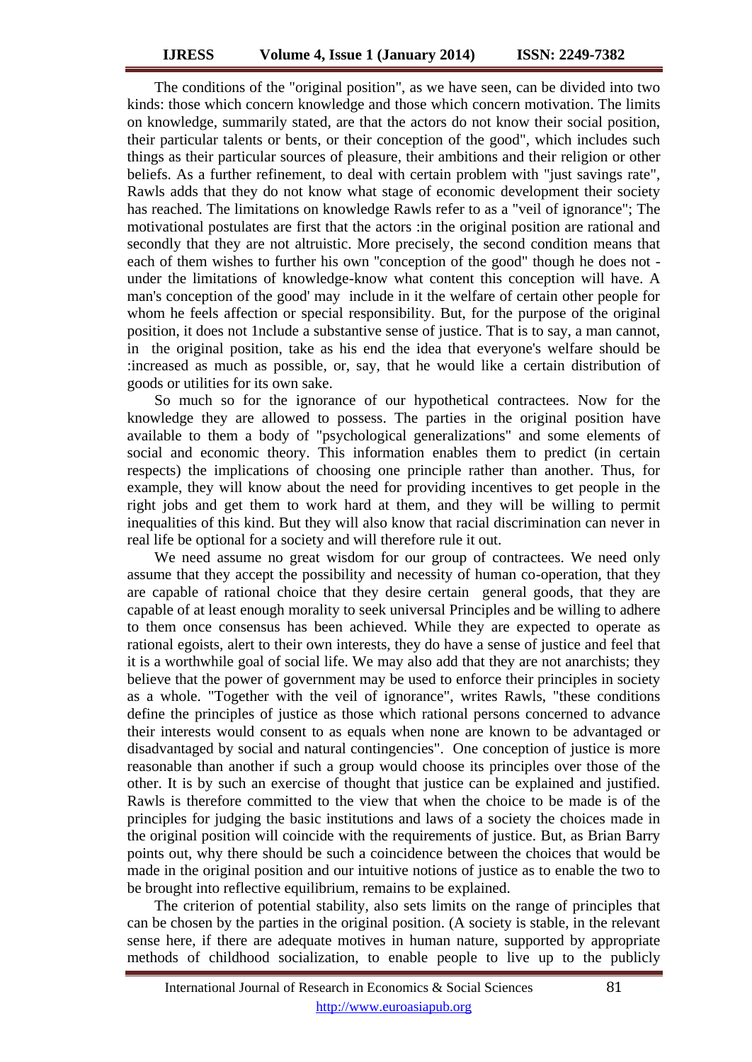The conditions of the "original position", as we have seen, can be divided into two kinds: those which concern knowledge and those which concern motivation. The limits on knowledge, summarily stated, are that the actors do not know their social position, their particular talents or bents, or their conception of the good", which includes such things as their particular sources of pleasure, their ambitions and their religion or other beliefs. As a further refinement, to deal with certain problem with "just savings rate", Rawls adds that they do not know what stage of economic development their society has reached. The limitations on knowledge Rawls refer to as a "veil of ignorance"; The motivational postulates are first that the actors :in the original position are rational and secondly that they are not altruistic. More precisely, the second condition means that each of them wishes to further his own "conception of the good" though he does not - under the limitations of knowledge-know what content this conception will have. A man's conception of the good' may include in it the welfare of certain other people for whom he feels affection or special responsibility. But, for the purpose of the original position, it does not 1nclude a substantive sense of justice. That is to say, a man cannot, in the original position, take as his end the idea that everyone's welfare should be :increased as much as possible, or, say, that he would like a certain distribution of goods or utilities for its own sake.

So much so for the ignorance of our hypothetical contractees. Now for the knowledge they are allowed to possess. The parties in the original position have available to them a body of "psychological generalizations" and some elements of social and economic theory. This information enables them to predict (in certain respects) the implications of choosing one principle rather than another. Thus, for example, they will know about the need for providing incentives to get people in the right jobs and get them to work hard at them, and they will be willing to permit inequalities of this kind. But they will also know that racial discrimination can never in real life be optional for a society and will therefore rule it out.

We need assume no great wisdom for our group of contractees. We need only assume that they accept the possibility and necessity of human co-operation, that they are capable of rational choice that they desire certain general goods, that they are capable of at least enough morality to seek universal Principles and be willing to adhere to them once consensus has been achieved. While they are expected to operate as rational egoists, alert to their own interests, they do have a sense of justice and feel that it is a worthwhile goal of social life. We may also add that they are not anarchists; they believe that the power of government may be used to enforce their principles in society as a whole. "Together with the veil of ignorance", writes Rawls, "these conditions define the principles of justice as those which rational persons concerned to advance their interests would consent to as equals when none are known to be advantaged or disadvantaged by social and natural contingencies". One conception of justice is more reasonable than another if such a group would choose its principles over those of the other. It is by such an exercise of thought that justice can be explained and justified. Rawls is therefore committed to the view that when the choice to be made is of the principles for judging the basic institutions and laws of a society the choices made in the original position will coincide with the requirements of justice. But, as Brian Barry points out, why there should be such a coincidence between the choices that would be made in the original position and our intuitive notions of justice as to enable the two to be brought into reflective equilibrium, remains to be explained.

The criterion of potential stability, also sets limits on the range of principles that can be chosen by the parties in the original position. (A society is stable, in the relevant sense here, if there are adequate motives in human nature, supported by appropriate methods of childhood socialization, to enable people to live up to the publicly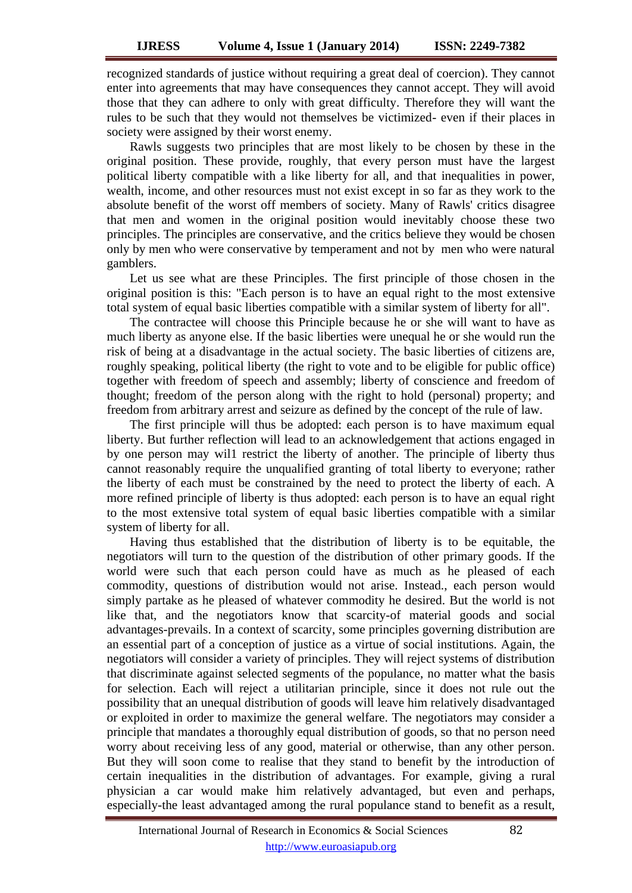recognized standards of justice without requiring a great deal of coercion). They cannot enter into agreements that may have consequences they cannot accept. They will avoid those that they can adhere to only with great difficulty. Therefore they will want the rules to be such that they would not themselves be victimized- even if their places in society were assigned by their worst enemy.

Rawls suggests two principles that are most likely to be chosen by these in the original position. These provide, roughly, that every person must have the largest political liberty compatible with a like liberty for all, and that inequalities in power, wealth, income, and other resources must not exist except in so far as they work to the absolute benefit of the worst off members of society. Many of Rawls' critics disagree that men and women in the original position would inevitably choose these two principles. The principles are conservative, and the critics believe they would be chosen only by men who were conservative by temperament and not by men who were natural gamblers.

Let us see what are these Principles. The first principle of those chosen in the original position is this: "Each person is to have an equal right to the most extensive total system of equal basic liberties compatible with a similar system of liberty for all".

The contractee will choose this Principle because he or she will want to have as much liberty as anyone else. If the basic liberties were unequal he or she would run the risk of being at a disadvantage in the actual society. The basic liberties of citizens are, roughly speaking, political liberty (the right to vote and to be eligible for public office) together with freedom of speech and assembly; liberty of conscience and freedom of thought; freedom of the person along with the right to hold (personal) property; and freedom from arbitrary arrest and seizure as defined by the concept of the rule of law.

The first principle will thus be adopted: each person is to have maximum equal liberty. But further reflection will lead to an acknowledgement that actions engaged in by one person may wil1 restrict the liberty of another. The principle of liberty thus cannot reasonably require the unqualified granting of total liberty to everyone; rather the liberty of each must be constrained by the need to protect the liberty of each. A more refined principle of liberty is thus adopted: each person is to have an equal right to the most extensive total system of equal basic liberties compatible with a similar system of liberty for all.

Having thus established that the distribution of liberty is to be equitable, the negotiators will turn to the question of the distribution of other primary goods. If the world were such that each person could have as much as he pleased of each commodity, questions of distribution would not arise. Instead., each person would simply partake as he pleased of whatever commodity he desired. But the world is not like that, and the negotiators know that scarcity-of material goods and social advantages-prevails. In a context of scarcity, some principles governing distribution are an essential part of a conception of justice as a virtue of social institutions. Again, the negotiators will consider a variety of principles. They will reject systems of distribution that discriminate against selected segments of the populance, no matter what the basis for selection. Each will reject a utilitarian principle, since it does not rule out the possibility that an unequal distribution of goods will leave him relatively disadvantaged or exploited in order to maximize the general welfare. The negotiators may consider a principle that mandates a thoroughly equal distribution of goods, so that no person need worry about receiving less of any good, material or otherwise, than any other person. But they will soon come to realise that they stand to benefit by the introduction of certain inequalities in the distribution of advantages. For example, giving a rural physician a car would make him relatively advantaged, but even and perhaps, especially-the least advantaged among the rural populance stand to benefit as a result,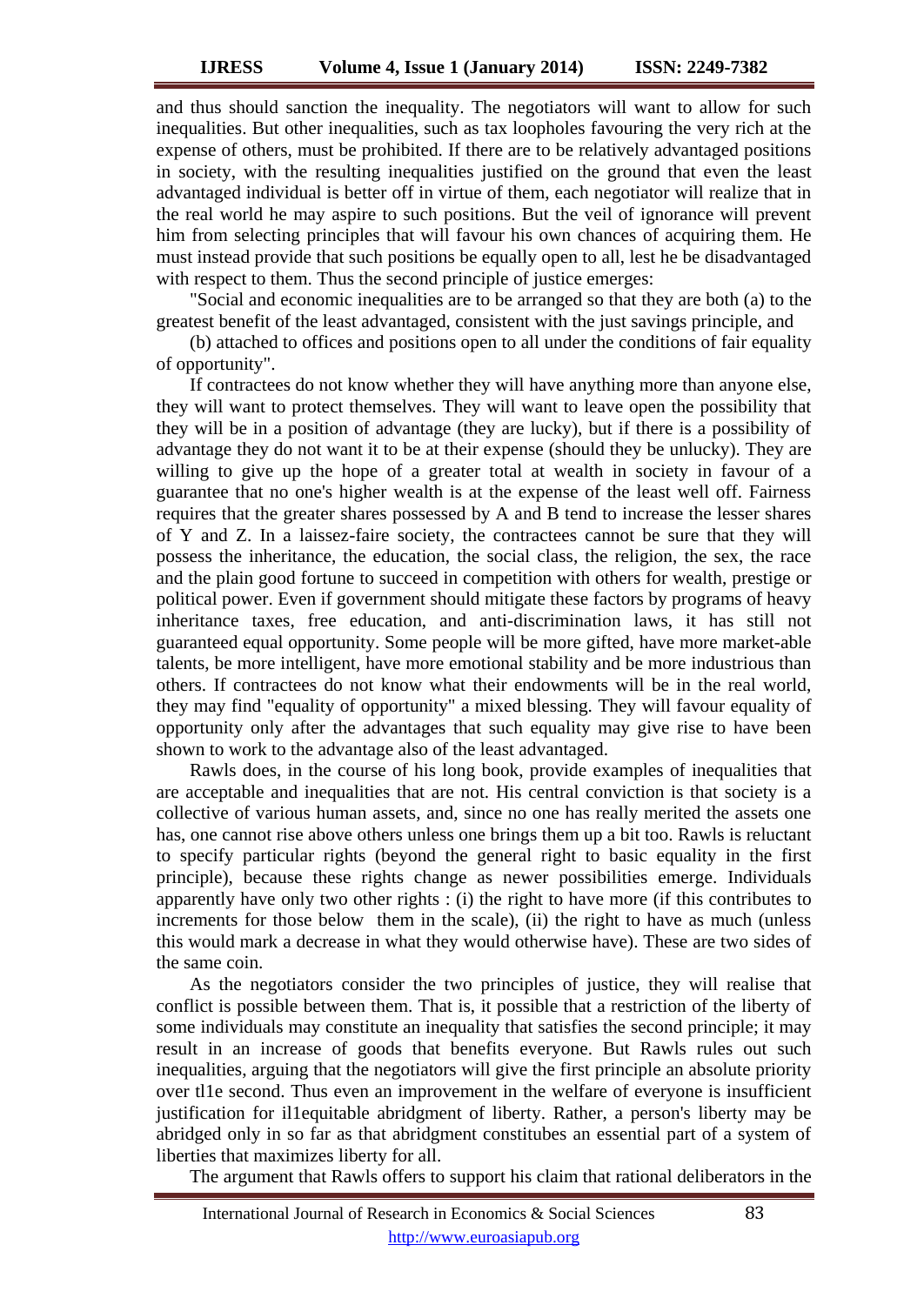and thus should sanction the inequality. The negotiators will want to allow for such inequalities. But other inequalities, such as tax loopholes favouring the very rich at the expense of others, must be prohibited. If there are to be relatively advantaged positions in society, with the resulting inequalities justified on the ground that even the least advantaged individual is better off in virtue of them, each negotiator will realize that in the real world he may aspire to such positions. But the veil of ignorance will prevent him from selecting principles that will favour his own chances of acquiring them. He must instead provide that such positions be equally open to all, lest he be disadvantaged with respect to them. Thus the second principle of justice emerges:

"Social and economic inequalities are to be arranged so that they are both (a) to the greatest benefit of the least advantaged, consistent with the just savings principle, and

(b) attached to offices and positions open to all under the conditions of fair equality of opportunity".

If contractees do not know whether they will have anything more than anyone else, they will want to protect themselves. They will want to leave open the possibility that they will be in a position of advantage (they are lucky), but if there is a possibility of advantage they do not want it to be at their expense (should they be unlucky). They are willing to give up the hope of a greater total at wealth in society in favour of a guarantee that no one's higher wealth is at the expense of the least well off. Fairness requires that the greater shares possessed by A and B tend to increase the lesser shares of Y and Z. In a laissez-faire society, the contractees cannot be sure that they will possess the inheritance, the education, the social class, the religion, the sex, the race and the plain good fortune to succeed in competition with others for wealth, prestige or political power. Even if government should mitigate these factors by programs of heavy inheritance taxes, free education, and anti-discrimination laws, it has still not guaranteed equal opportunity. Some people will be more gifted, have more market-able talents, be more intelligent, have more emotional stability and be more industrious than others. If contractees do not know what their endowments will be in the real world, they may find "equality of opportunity" a mixed blessing. They will favour equality of opportunity only after the advantages that such equality may give rise to have been shown to work to the advantage also of the least advantaged.

Rawls does, in the course of his long book, provide examples of inequalities that are acceptable and inequalities that are not. His central conviction is that society is a collective of various human assets, and, since no one has really merited the assets one has, one cannot rise above others unless one brings them up a bit too. Rawls is reluctant to specify particular rights (beyond the general right to basic equality in the first principle), because these rights change as newer possibilities emerge. Individuals apparently have only two other rights : (i) the right to have more (if this contributes to increments for those below them in the scale), (ii) the right to have as much (unless this would mark a decrease in what they would otherwise have). These are two sides of the same coin.

As the negotiators consider the two principles of justice, they will realise that conflict is possible between them. That is, it is possible that a restriction of the liberty of some individuals may constitute an inequality that satisfies the second principle; it may result in an increase of goods that benefits everyone. But Rawls rules out such inequalities, arguing that the negotiators will give the first principle an absolute priority over tl1e second. Thus even an improvement in the welfare of everyone is insufficient justification for il1equitable abridgment of liberty. Rather, a person's liberty may be abridged only in so far as that abridgment constitubes an essential part of a system of liberties that maximizes liberty for all.

The argument that Rawls offers to support his claim that rational deliberators in the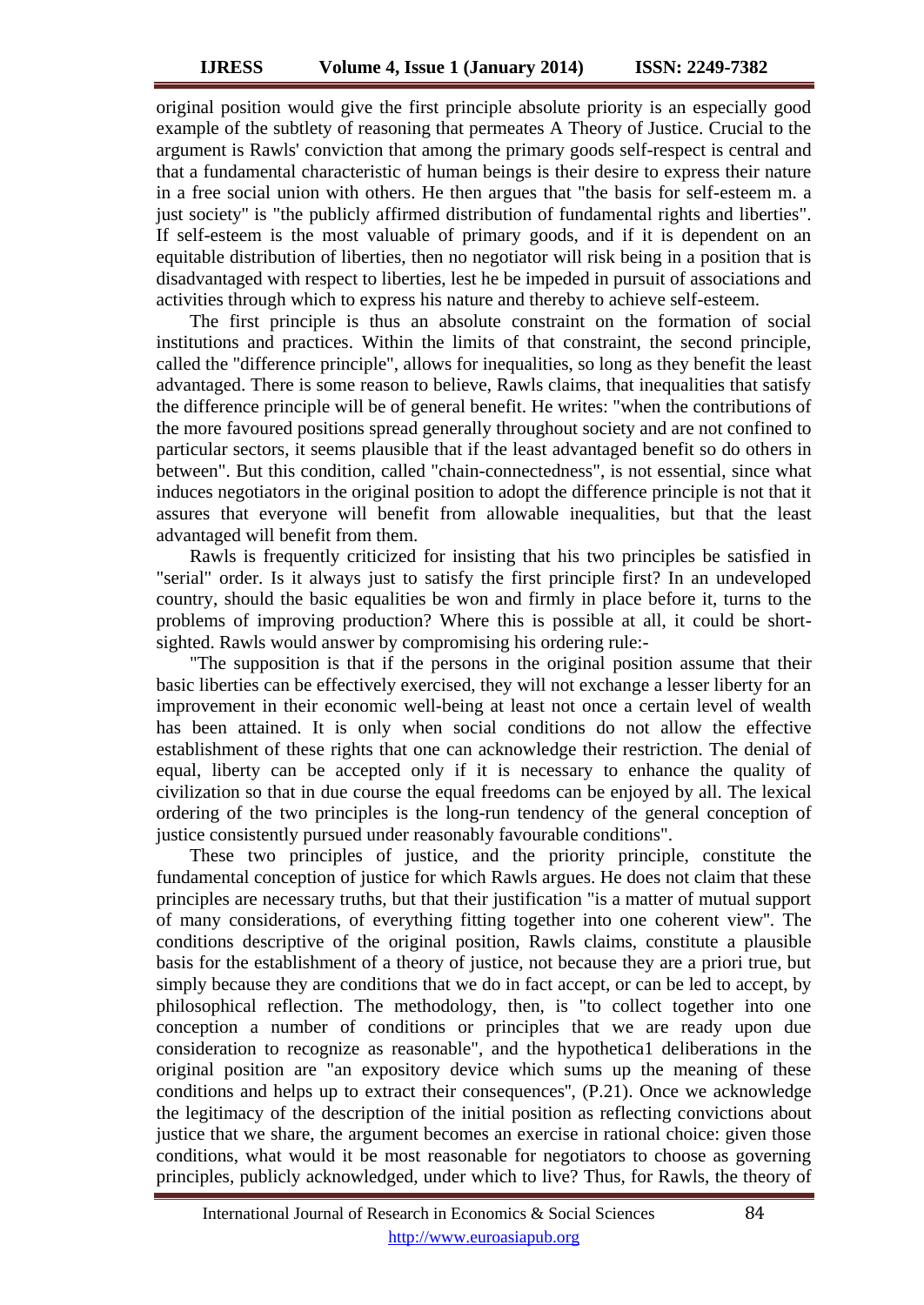original position would give the first principle absolute priority is an especially good example of the subtlety of reasoning that permeates A Theory of Justice. Crucial to the argument is Rawls' conviction that among the primary goods self-respect is central and that a fundamental characteristic of human beings is their desire to express their nature in a free social union with others. He then argues that "the basis for self-esteem m. a just society" is "the publicly affirmed distribution of fundamental rights and liberties". If self-esteem is the most valuable of primary goods, and if it is dependent on an equitable distribution of liberties, then no negotiator will risk being in a position that is disadvantaged with respect to liberties, lest he be impeded in pursuit of associations and activities through which to express his nature and thereby to achieve self-esteem.

The first principle is thus an absolute constraint on the formation of social institutions and practices. Within the limits of that constraint, the second principle, called the "difference principle", allows for inequalities, so long as they benefit the least advantaged. There is some reason to believe, Rawls claims, that inequalities that satisfy the difference principle will be of general benefit. He writes: "when the contributions of the more favoured positions spread generally throughout society and are not confined to particular sectors, it seems plausible that if the least advantaged benefit so do others in between". But this condition, called "chain-connectedness", is not essential, since what induces negotiators in the original position to adopt the difference principle is not that it assures that everyone will benefit from allowable inequalities, but that the least advantaged will benefit from them.

Rawls is frequently criticized for insisting that his two principles be satisfied in "serial" order. Is it always just to satisfy the first principle first? In an undeveloped country, should the basic equalities be won and firmly in place before it, turns to the problems of improving production? Where this is possible at all, it could be short-sighted. Rawls would answer by compromising his ordering rule:-

"The supposition is that if the persons in the original position assume that their basic liberties can be effectively exercised, they will not exchange a lesser liberty for an improvement in their economic well-being at least not once a certain level of wealth has been attained. It is only when social conditions do not allow the effective establishment of these rights that one can acknowledge their restriction. The denial of equal, liberty can be accepted only if it is necessary to enhance the quality of civilization so that in due course the equal freedoms can be enjoyed by all. The lexical ordering of the two principles is the long-run tendency of the general conception of justice consistently pursued under reasonably favourable conditions".

These two principles of justice, and the priority principle, constitute the fundamental conception of justice for which Rawls argues. He does not claim that these principles are necessary truths, but that their justification "is a matter of mutual support of many considerations, of everything fitting together into one coherent view". The conditions descriptive of the original position, Rawls claims, constitute a plausible basis for the establishment of a theory of justice, not because they are a priori true, but simply because they are conditions that we do in fact accept, or can be led to accept, by philosophical reflection. The methodology, then, is "to collect together into one conception a number of conditions or principles that we are ready upon due consideration to recognize as reasonable", and the hypothetica1 deliberations in the original position are "an expository device which sums up the meaning of these conditions and helps up to extract their consequences", (P.21). Once we acknowledge the legitimacy of the description of the initial position as reflecting convictions about justice that we share, the argument becomes an exercise in rational choice: given those conditions, what would it be most reasonable for negotiators to choose as governing principles, publicly acknowledged, under which to live? Thus, for Rawls, the theory of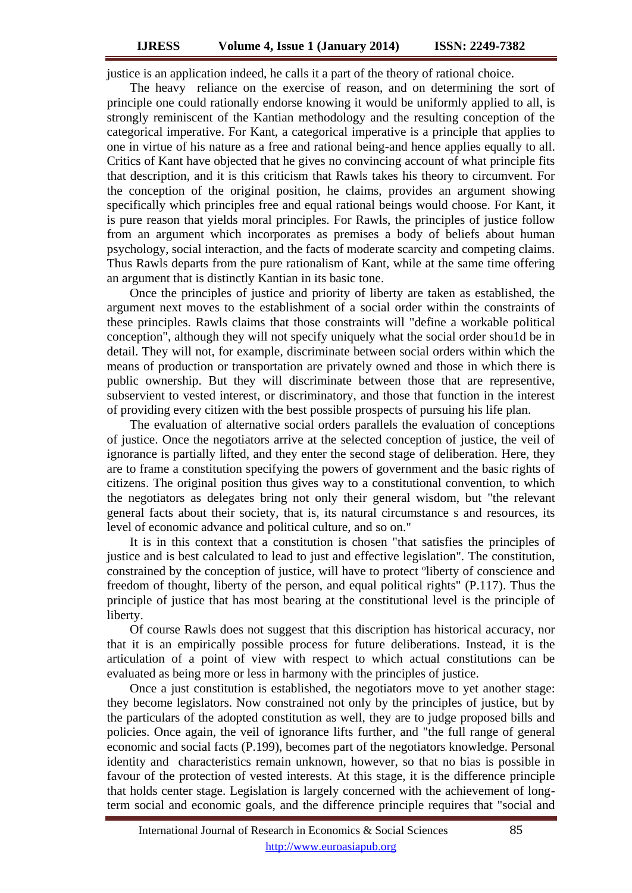justice is an application indeed, he calls it a part of the theory of rational choice.

The heavy reliance on the exercise of reason, and on determining the sort of principle one could rationally endorse knowing it would be uniformly applied to all, is strongly reminiscent of the Kantian methodology and the resulting conception of the categorical imperative. For Kant, a categorical imperative is a principle that applies to one in virtue of his nature as a free and rational being-and hence applies equally to all. Critics of Kant have objected that he gives no convincing account of what principle fits that description, and it is this criticism that Rawls takes his theory to circumvent. For the conception of the original position, he claims, provides an argument showing specifically which principles free and equal rational beings would choose. For Kant, it is pure reason that yields moral principles. For Rawls, the principles of justice follow from an argument which incorporates as premises a body of beliefs about human psychology, social interaction, and the facts of moderate scarcity and competing claims. Thus Rawls departs from the pure rationalism of Kant, while at the same time offering an argument that is distinctly Kantian in its basic tone.

Once the principles of justice and priority of liberty are taken as established, the argument next moves to the establishment of a social order within the constraints of these principles. Rawls claims that those constraints will "define a workable political conception", although they will not specify uniquely what the social order shou1d be in detail. They will not, for example, discriminate between social orders within which the means of production or transportation are privately owned and those in which there is public ownership. But they will discriminate between those that are representive, subservient to vested interest, or discriminatory, and those that function in the interest of providing every citizen with the best possible prospects of pursuing his life plan.

The evaluation of alternative social orders parallels the evaluation of conceptions of justice. Once the negotiators arrive at the selected conception of justice, the veil of ignorance is partially lifted, and they enter the second stage of deliberation. Here, they are to frame a constitution specifying the powers of government and the basic rights of citizens. The original position thus gives way to a constitutional convention, to which the negotiators as delegates bring not only their general wisdom, but "the relevant general facts about their society, that is, its natural circumstance s and resources, its level of economic advance and political culture, and so on."

It is in this context that a constitution is chosen "that satisfies the principles of justice and is best calculated to lead to just and effective legislation". The constitution, constrained by the conception of justice, will have to protect ºliberty of conscience and freedom of thought, liberty of the person, and equal political rights" (P.117). Thus the principle of justice that has most bearing at the constitutional level is the principle of liberty.

Of course Rawls does not suggest that this discription has historical accuracy, nor that it is an empirically possible process for future deliberations. Instead, it is the articulation of a point of view with respect to which actual constitutions can be evaluated as being more or less in harmony with the principles of justice.

Once a just constitution is established, the negotiators move to yet another stage: they become legislators. Now constrained not only by the principles of justice, but by the particulars of the adopted constitution as well, they are to judge proposed bills and policies. Once again, the veil of ignorance lifts further, and "the full range of general economic and social facts (P.199), becomes part of the negotiators knowledge. Personal identity and characteristics remain unknown, however, so that no bias is possible in favour of the protection of vested interests. At this stage, it is the difference principle that holds center stage. Legislation is largely concerned with the achievement of long-term social and economic goals, and the difference principle requires that "social and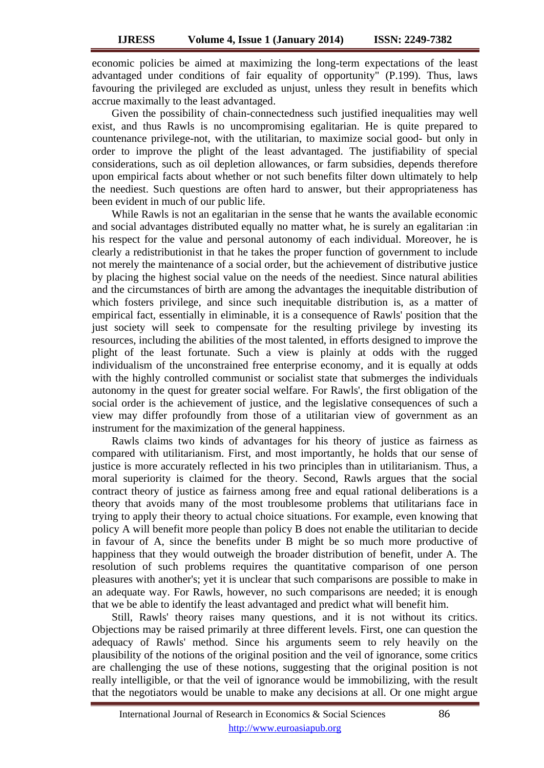economic policies be aimed at maximizing the long-term expectations of the least advantaged under conditions of fair equality of opportunity" (P.199). Thus, laws favouring the privileged are excluded as unjust, unless they result in benefits which accrue maximally to the least advantaged.

Given the possibility of chain-connectedness such justified inequalities may well exist, and thus Rawls is no uncompromising egalitarian. He is quite prepared to countenance privilege-not, with the utilitarian, to maximize social good- but only in order to improve the plight of the least advantaged. The justifiability of special considerations, such as oil depletion allowances, or farm subsidies, depends therefore upon empirical facts about whether or not such benefits filter down ultimately to help the neediest. Such questions are often hard to answer, but their appropriateness has been evident in much of our public life.

While Rawls is not an egalitarian in the sense that he wants the available economic and social advantages distributed equally no matter what, he is surely an egalitarian :in his respect for the value and personal autonomy of each individual. Moreover, he is clearly a redistributionist in that he takes the proper function of government to include not merely the maintenance of a social order, but the achievement of distributive justice by placing the highest social value on the needs of the neediest. Since natural abilities and the circumstances of birth are among the advantages the inequitable distribution of which fosters privilege, and since such inequitable distribution is, as a matter of empirical fact, essentially in eliminable, it is a consequence of Rawls' position that the just society will seek to compensate for the resulting privilege by investing its resources, including the abilities of the most talented, in efforts designed to improve the plight of the least fortunate. Such a view is plainly at odds with the rugged individualism of the unconstrained free enterprise economy, and it is equally at odds with the highly controlled communist or socialist state that submerges the individuals autonomy in the quest for greater social welfare. For Rawls', the first obligation of the social order is the achievement of justice, and the legislative consequences of such a view may differ profoundly from those of a utilitarian view of government as an instrument for the maximization of the general happiness.

Rawls claims two kinds of advantages for his theory of justice as fairness as compared with utilitarianism. First, and most importantly, he holds that our sense of justice is more accurately reflected in his two principles than in utilitarianism. Thus, a moral superiority is claimed for the theory. Second, Rawls argues that the social contract theory of justice as fairness among free and equal rational deliberations is a theory that avoids many of the most troublesome problems that utilitarians face in trying to apply their theory to actual choice situations. For example, even knowing that policy A will benefit more people than policy B does not enable the utilitarian to decide in favour of A, since the benefits under B might be so much more productive of happiness that they would outweigh the broader distribution of benefit, under A. The resolution of such problems requires the quantitative comparison of one person pleasures with another's; yet it is unclear that such comparisons are possible to make in an adequate way. For Rawls, however, no such comparisons are needed; it is enough that we be able to identify the least advantaged and predict what will benefit him.

Still, Rawls' theory raises many questions, and it is not without its critics. Objections may be raised primarily at three different levels. First, one can question the adequacy of Rawls' method. Since his arguments seem to rely heavily on the plausibility of the notions of the original position and the veil of ignorance, some critics are challenging the use of these notions, suggesting that the original position is not really intelligible, or that the veil of ignorance would be immobilizing, with the result that the negotiators would be unable to make any decisions at all. Or one might argue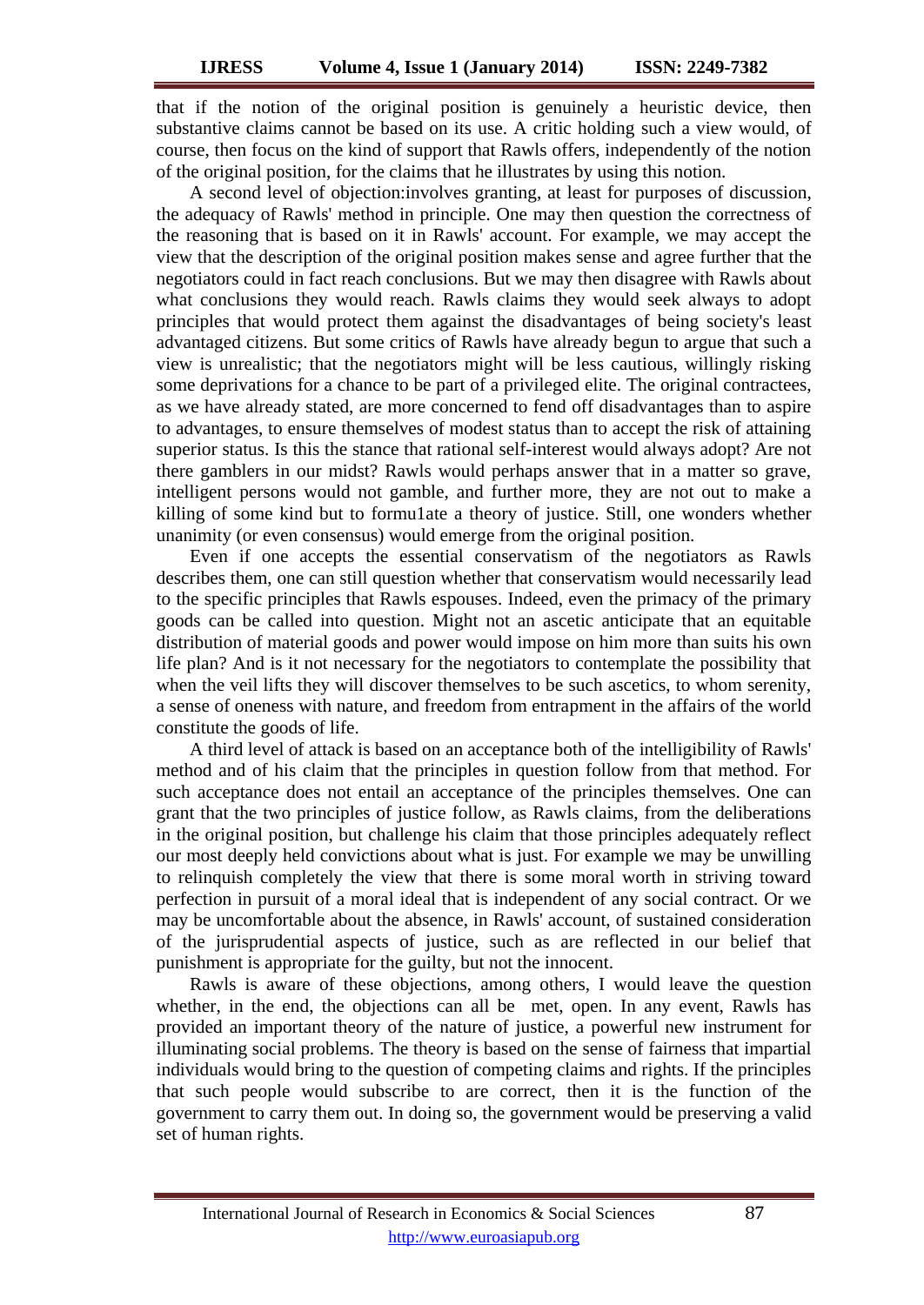that if the notion of the original position is genuinely a heuristic device, then substantive claims cannot be based on its use. A critic holding such a view would, of course, then focus on the kind of support that Rawls offers, independently of the notion of the original position, for the claims that he illustrates by using this notion.

A second level of objection:involves granting, at least for purposes of discussion, the adequacy of Rawls' method in principle. One may then question the correctness of the reasoning that is based on it in Rawls' account. For example, we may accept the view that the description of the original position makes sense and agree further that the negotiators could in fact reach conclusions. But we may then disagree with Rawls about what conclusions they would reach. Rawls claims they would seek always to adopt principles that would protect them against the disadvantages of being society's least advantaged citizens. But some critics of Rawls have already begun to argue that such a view is unrealistic; that the negotiators might will be less cautious, willingly risking some deprivations for a chance to be part of a privileged elite. The original contractees, as we have already stated, are more concerned to fend off disadvantages than to aspire to advantages, to ensure themselves of modest status than to accept the risk of attaining superior status. Is this the stance that rational self-interest would always adopt? Are not there gamblers in our midst? Rawls would perhaps answer that in a matter so grave, intelligent persons would not gamble, and further more, they are not out to make a killing of some kind but to formu1ate a theory of justice. Still, one wonders whether unanimity (or even consensus) would emerge from the original position.

Even if one accepts the essential conservatism of the negotiators as Rawls describes them, one can still question whether that conservatism would necessarily lead to the specific principles that Rawls espouses. Indeed, even the primacy of the primary goods can be called into question. Might not an ascetic anticipate that an equitable distribution of material goods and power would impose on him more than suits his own life plan? And is it not necessary for the negotiators to contemplate the possibility that when the veil lifts they will discover themselves to be such ascetics, to whom serenity, a sense of oneness with nature, and freedom from entrapment in the affairs of the world constitute the goods of life.

A third level of attack is based on an acceptance both of the intelligibility of Rawls' method and of his claim that the principles in question follow from that method. For such acceptance does not entail an acceptance of the principles themselves. One can grant that the two principles of justice follow, as Rawls claims, from the deliberations in the original position, but challenge his claim that those principles adequately reflect our most deeply held convictions about what is just. For example we may be unwilling to relinquish completely the view that there is some moral worth in striving toward perfection in pursuit of a moral ideal that is independent of any social contract. Or we may be uncomfortable about the absence, in Rawls' account, of sustained consideration of the jurisprudential aspects of justice, such as are reflected in our belief that punishment is appropriate for the guilty, but not the innocent.

Rawls is aware of these objections, among others, I would leave the question whether, in the end, the objections can all be met, open. In any event, Rawls has provided an important theory of the nature of justice, a powerful new instrument for illuminating social problems. The theory is based on the sense of fairness that impartial individuals would bring to the question of competing claims and rights. If the principles that such people would subscribe to are correct, then it is the function of the government to carry them out. In doing so, the government would be preserving a valid set of human rights.